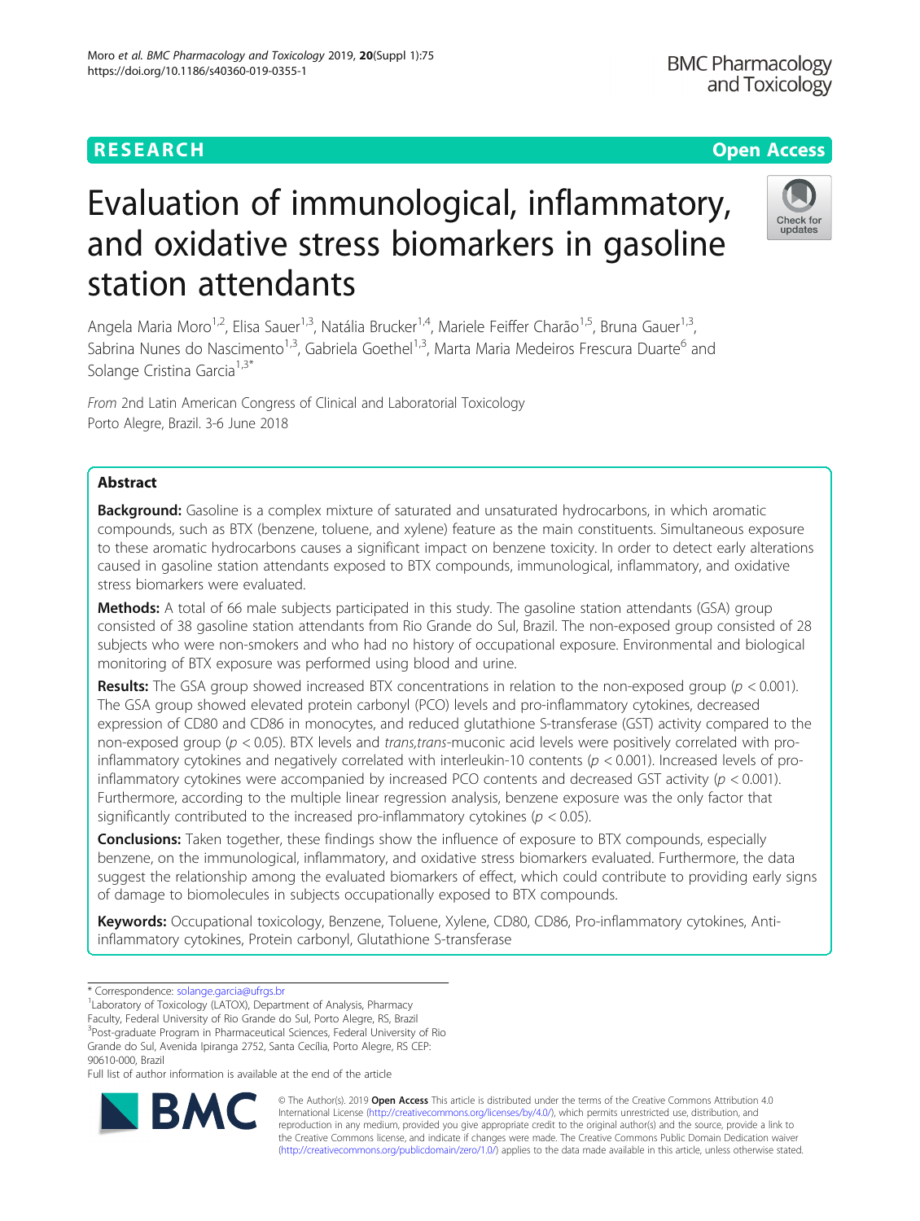RESEARCH Open Access

# Evaluation of immunological, inflammatory, and oxidative stress biomarkers in gasoline station attendants

Angela Maria Moro[1,2], Elisa Sauer[1,3], Natália Brucker[1,4], Mariele Feiffer Charão[1,5], Bruna Gauer[1,3], Sabrina Nunes do Nascimento[1,3], Gabriela Goethel[1,3], Marta Maria Medeiros Frescura Duarte[6] and Solange Cristina Garcia[1,3*]

*From* 2nd Latin American Congress of Clinical and Laboratorial Toxicology
Porto Alegre, Brazil. 3-6 June 2018

## Abstract

**Background:** Gasoline is a complex mixture of saturated and unsaturated hydrocarbons, in which aromatic compounds, such as BTX (benzene, toluene, and xylene) feature as the main constituents. Simultaneous exposure to these aromatic hydrocarbons causes a significant impact on benzene toxicity. In order to detect early alterations caused in gasoline station attendants exposed to BTX compounds, immunological, inflammatory, and oxidative stress biomarkers were evaluated.

**Methods:** A total of 66 male subjects participated in this study. The gasoline station attendants (GSA) group consisted of 38 gasoline station attendants from Rio Grande do Sul, Brazil. The non-exposed group consisted of 28 subjects who were non-smokers and who had no history of occupational exposure. Environmental and biological monitoring of BTX exposure was performed using blood and urine.

**Results:** The GSA group showed increased BTX concentrations in relation to the non-exposed group ($p < 0.001$). The GSA group showed elevated protein carbonyl (PCO) levels and pro-inflammatory cytokines, decreased expression of CD80 and CD86 in monocytes, and reduced glutathione S-transferase (GST) activity compared to the non-exposed group ($p < 0.05$). BTX levels and *trans,trans*-muconic acid levels were positively correlated with pro-inflammatory cytokines and negatively correlated with interleukin-10 contents ($p < 0.001$). Increased levels of pro-inflammatory cytokines were accompanied by increased PCO contents and decreased GST activity ($p < 0.001$). Furthermore, according to the multiple linear regression analysis, benzene exposure was the only factor that significantly contributed to the increased pro-inflammatory cytokines ($p < 0.05$).

**Conclusions:** Taken together, these findings show the influence of exposure to BTX compounds, especially benzene, on the immunological, inflammatory, and oxidative stress biomarkers evaluated. Furthermore, the data suggest the relationship among the evaluated biomarkers of effect, which could contribute to providing early signs of damage to biomolecules in subjects occupationally exposed to BTX compounds.

**Keywords:** Occupational toxicology, Benzene, Toluene, Xylene, CD80, CD86, Pro-inflammatory cytokines, Anti-inflammatory cytokines, Protein carbonyl, Glutathione S-transferase

\* Correspondence: solange.garcia@ufrgs.br
[1]Laboratory of Toxicology (LATOX), Department of Analysis, Pharmacy Faculty, Federal University of Rio Grande do Sul, Porto Alegre, RS, Brazil
[3]Post-graduate Program in Pharmaceutical Sciences, Federal University of Rio Grande do Sul, Avenida Ipiranga 2752, Santa Cecília, Porto Alegre, RS CEP: 90610-000, Brazil
Full list of author information is available at the end of the article

© The Author(s). 2019 **Open Access** This article is distributed under the terms of the Creative Commons Attribution 4.0 International License (http://creativecommons.org/licenses/by/4.0/), which permits unrestricted use, distribution, and reproduction in any medium, provided you give appropriate credit to the original author(s) and the source, provide a link to the Creative Commons license, and indicate if changes were made. The Creative Commons Public Domain Dedication waiver (http://creativecommons.org/publicdomain/zero/1.0/) applies to the data made available in this article, unless otherwise stated.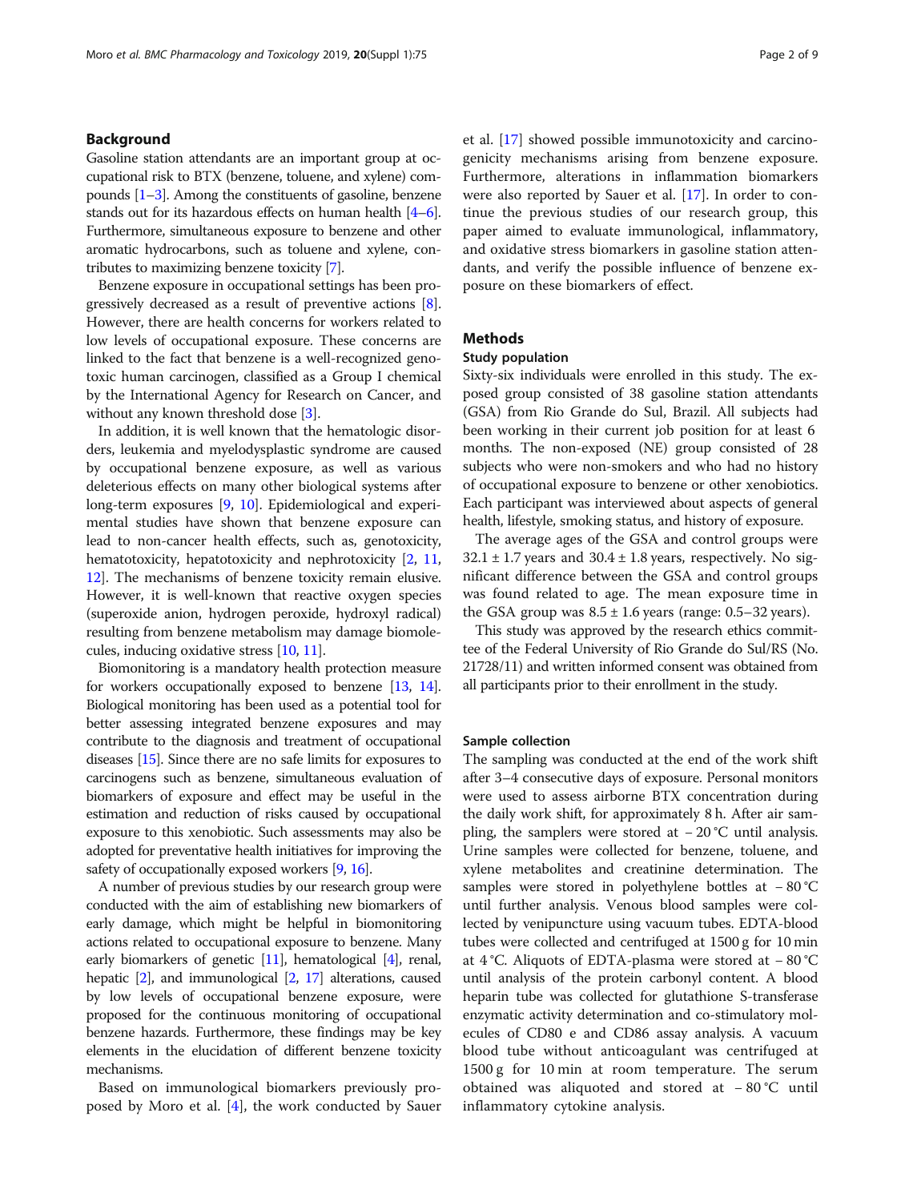## Background

Gasoline station attendants are an important group at occupational risk to BTX (benzene, toluene, and xylene) compounds [1–3]. Among the constituents of gasoline, benzene stands out for its hazardous effects on human health [4–6]. Furthermore, simultaneous exposure to benzene and other aromatic hydrocarbons, such as toluene and xylene, contributes to maximizing benzene toxicity [7].

Benzene exposure in occupational settings has been progressively decreased as a result of preventive actions [8]. However, there are health concerns for workers related to low levels of occupational exposure. These concerns are linked to the fact that benzene is a well-recognized genotoxic human carcinogen, classified as a Group I chemical by the International Agency for Research on Cancer, and without any known threshold dose [3].

In addition, it is well known that the hematologic disorders, leukemia and myelodysplastic syndrome are caused by occupational benzene exposure, as well as various deleterious effects on many other biological systems after long-term exposures [9, 10]. Epidemiological and experimental studies have shown that benzene exposure can lead to non-cancer health effects, such as, genotoxicity, hematotoxicity, hepatotoxicity and nephrotoxicity [2, 11, 12]. The mechanisms of benzene toxicity remain elusive. However, it is well-known that reactive oxygen species (superoxide anion, hydrogen peroxide, hydroxyl radical) resulting from benzene metabolism may damage biomolecules, inducing oxidative stress [10, 11].

Biomonitoring is a mandatory health protection measure for workers occupationally exposed to benzene [13, 14]. Biological monitoring has been used as a potential tool for better assessing integrated benzene exposures and may contribute to the diagnosis and treatment of occupational diseases [15]. Since there are no safe limits for exposures to carcinogens such as benzene, simultaneous evaluation of biomarkers of exposure and effect may be useful in the estimation and reduction of risks caused by occupational exposure to this xenobiotic. Such assessments may also be adopted for preventative health initiatives for improving the safety of occupationally exposed workers [9, 16].

A number of previous studies by our research group were conducted with the aim of establishing new biomarkers of early damage, which might be helpful in biomonitoring actions related to occupational exposure to benzene. Many early biomarkers of genetic [11], hematological [4], renal, hepatic [2], and immunological [2, 17] alterations, caused by low levels of occupational benzene exposure, were proposed for the continuous monitoring of occupational benzene hazards. Furthermore, these findings may be key elements in the elucidation of different benzene toxicity mechanisms.

Based on immunological biomarkers previously proposed by Moro et al. [4], the work conducted by Sauer et al. [17] showed possible immunotoxicity and carcinogenicity mechanisms arising from benzene exposure. Furthermore, alterations in inflammation biomarkers were also reported by Sauer et al. [17]. In order to continue the previous studies of our research group, this paper aimed to evaluate immunological, inflammatory, and oxidative stress biomarkers in gasoline station attendants, and verify the possible influence of benzene exposure on these biomarkers of effect.

## Methods

### Study population

Sixty-six individuals were enrolled in this study. The exposed group consisted of 38 gasoline station attendants (GSA) from Rio Grande do Sul, Brazil. All subjects had been working in their current job position for at least 6 months. The non-exposed (NE) group consisted of 28 subjects who were non-smokers and who had no history of occupational exposure to benzene or other xenobiotics. Each participant was interviewed about aspects of general health, lifestyle, smoking status, and history of exposure.

The average ages of the GSA and control groups were $32.1 \pm 1.7$ years and $30.4 \pm 1.8$ years, respectively. No significant difference between the GSA and control groups was found related to age. The mean exposure time in the GSA group was $8.5 \pm 1.6$ years (range: 0.5–32 years).

This study was approved by the research ethics committee of the Federal University of Rio Grande do Sul/RS (No. 21728/11) and written informed consent was obtained from all participants prior to their enrollment in the study.

### Sample collection

The sampling was conducted at the end of the work shift after 3–4 consecutive days of exposure. Personal monitors were used to assess airborne BTX concentration during the daily work shift, for approximately 8 h. After air sampling, the samplers were stored at − 20 °C until analysis. Urine samples were collected for benzene, toluene, and xylene metabolites and creatinine determination. The samples were stored in polyethylene bottles at − 80 °C until further analysis. Venous blood samples were collected by venipuncture using vacuum tubes. EDTA-blood tubes were collected and centrifuged at 1500 g for 10 min at 4 °C. Aliquots of EDTA-plasma were stored at − 80 °C until analysis of the protein carbonyl content. A blood heparin tube was collected for glutathione S-transferase enzymatic activity determination and co-stimulatory molecules of CD80 e and CD86 assay analysis. A vacuum blood tube without anticoagulant was centrifuged at 1500 g for 10 min at room temperature. The serum obtained was aliquoted and stored at − 80 °C until inflammatory cytokine analysis.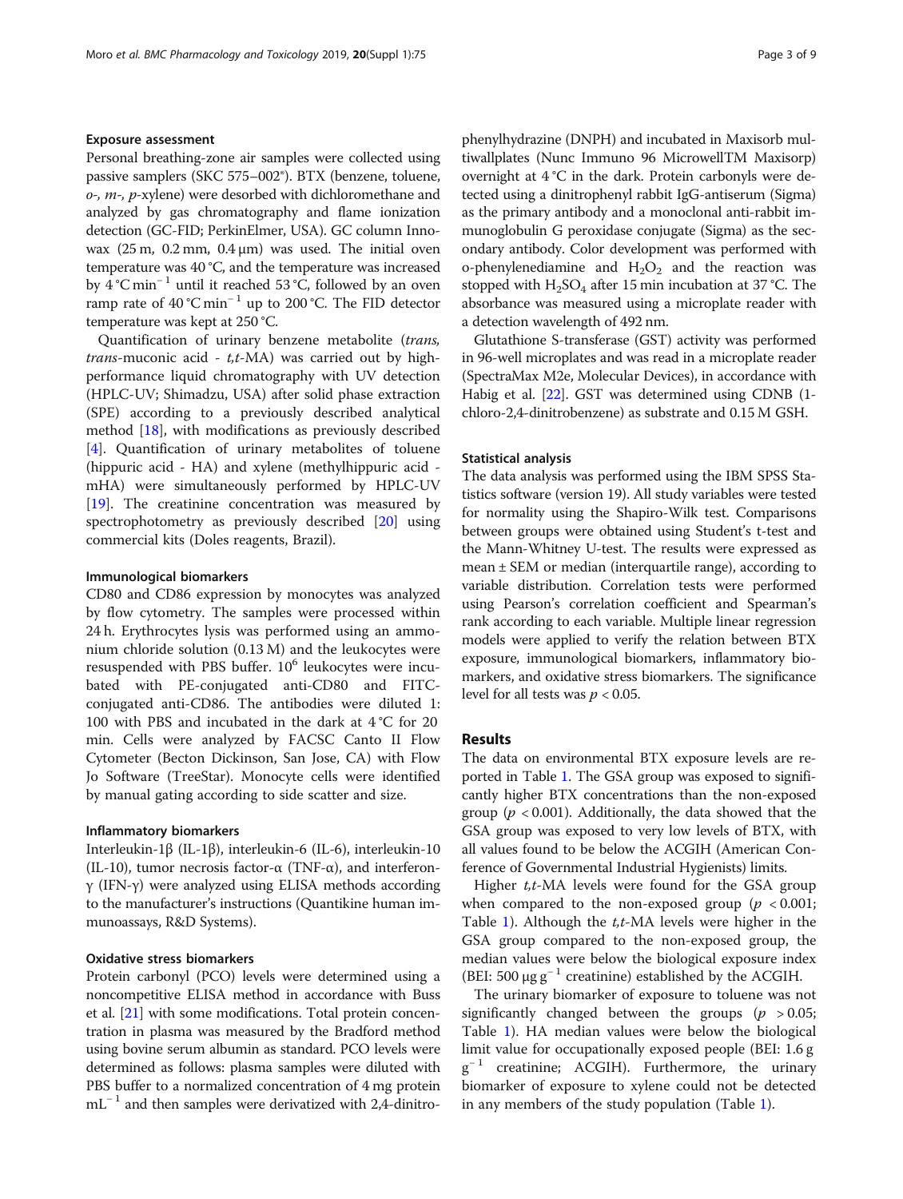#### Exposure assessment

Personal breathing-zone air samples were collected using passive samplers (SKC 575–002®). BTX (benzene, toluene, *o*-, *m*-, *p*-xylene) were desorbed with dichloromethane and analyzed by gas chromatography and flame ionization detection (GC-FID; PerkinElmer, USA). GC column Innowax (25 m, 0.2 mm, 0.4 μm) was used. The initial oven temperature was 40 °C, and the temperature was increased by 4 °C $min^{-1}$ until it reached 53 °C, followed by an oven ramp rate of 40 °C $min^{-1}$ up to 200 °C. The FID detector temperature was kept at 250 °C.

Quantification of urinary benzene metabolite (*trans, trans*-muconic acid - *t,t*-MA) was carried out by high-performance liquid chromatography with UV detection (HPLC-UV; Shimadzu, USA) after solid phase extraction (SPE) according to a previously described analytical method [18], with modifications as previously described [4]. Quantification of urinary metabolites of toluene (hippuric acid - HA) and xylene (methylhippuric acid - mHA) were simultaneously performed by HPLC-UV [19]. The creatinine concentration was measured by spectrophotometry as previously described [20] using commercial kits (Doles reagents, Brazil).

#### Immunological biomarkers

CD80 and CD86 expression by monocytes was analyzed by flow cytometry. The samples were processed within 24 h. Erythrocytes lysis was performed using an ammonium chloride solution (0.13 M) and the leukocytes were resuspended with PBS buffer. $10^6$ leukocytes were incubated with PE-conjugated anti-CD80 and FITC-conjugated anti-CD86. The antibodies were diluted 1: 100 with PBS and incubated in the dark at 4 °C for 20 min. Cells were analyzed by FACSC Canto II Flow Cytometer (Becton Dickinson, San Jose, CA) with Flow Jo Software (TreeStar). Monocyte cells were identified by manual gating according to side scatter and size.

#### Inflammatory biomarkers

Interleukin-1β (IL-1β), interleukin-6 (IL-6), interleukin-10 (IL-10), tumor necrosis factor-α (TNF-α), and interferon-γ (IFN-γ) were analyzed using ELISA methods according to the manufacturer's instructions (Quantikine human immunoassays, R&D Systems).

#### Oxidative stress biomarkers

Protein carbonyl (PCO) levels were determined using a noncompetitive ELISA method in accordance with Buss et al. [21] with some modifications. Total protein concentration in plasma was measured by the Bradford method using bovine serum albumin as standard. PCO levels were determined as follows: plasma samples were diluted with PBS buffer to a normalized concentration of 4 mg protein $mL^{-1}$ and then samples were derivatized with 2,4-dinitrophenylhydrazine (DNPH) and incubated in Maxisorb multiwallplates (Nunc Immuno 96 MicrowellTM Maxisorp) overnight at 4 °C in the dark. Protein carbonyls were detected using a dinitrophenyl rabbit IgG-antiserum (Sigma) as the primary antibody and a monoclonal anti-rabbit immunoglobulin G peroxidase conjugate (Sigma) as the secondary antibody. Color development was performed with o-phenylenediamine and $H_2O_2$ and the reaction was stopped with $H_2SO_4$ after 15 min incubation at 37 °C. The absorbance was measured using a microplate reader with a detection wavelength of 492 nm.

Glutathione S-transferase (GST) activity was performed in 96-well microplates and was read in a microplate reader (SpectraMax M2e, Molecular Devices), in accordance with Habig et al. [22]. GST was determined using CDNB (1-chloro-2,4-dinitrobenzene) as substrate and 0.15 M GSH.

#### Statistical analysis

The data analysis was performed using the IBM SPSS Statistics software (version 19). All study variables were tested for normality using the Shapiro-Wilk test. Comparisons between groups were obtained using Student's t-test and the Mann-Whitney U-test. The results were expressed as mean ± SEM or median (interquartile range), according to variable distribution. Correlation tests were performed using Pearson's correlation coefficient and Spearman's rank according to each variable. Multiple linear regression models were applied to verify the relation between BTX exposure, immunological biomarkers, inflammatory biomarkers, and oxidative stress biomarkers. The significance level for all tests was $p < 0.05$.

## Results

The data on environmental BTX exposure levels are reported in Table 1. The GSA group was exposed to significantly higher BTX concentrations than the non-exposed group ($p < 0.001$). Additionally, the data showed that the GSA group was exposed to very low levels of BTX, with all values found to be below the ACGIH (American Conference of Governmental Industrial Hygienists) limits.

Higher *t,t*-MA levels were found for the GSA group when compared to the non-exposed group ($p < 0.001$; Table 1). Although the *t,t*-MA levels were higher in the GSA group compared to the non-exposed group, the median values were below the biological exposure index (BEI: 500 μg $g^{-1}$ creatinine) established by the ACGIH.

The urinary biomarker of exposure to toluene was not significantly changed between the groups ($p > 0.05$; Table 1). HA median values were below the biological limit value for occupationally exposed people (BEI: 1.6 g $g^{-1}$ creatinine; ACGIH). Furthermore, the urinary biomarker of exposure to xylene could not be detected in any members of the study population (Table 1).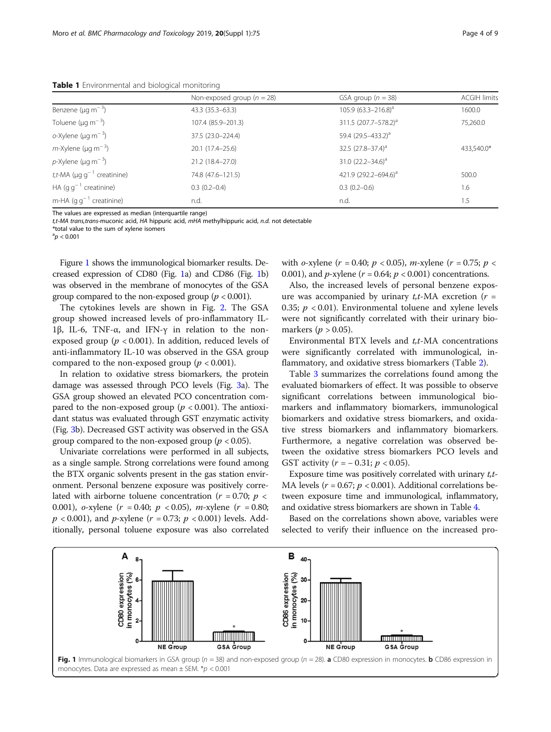**Table 1** Environmental and biological monitoring

| | Non-exposed group ($n = 28$) | GSA group ($n = 38$) | ACGIH limits |
|---|---|---|---|
| Benzene ($\mu g\ m^{-3}$) | 43.3 (35.3–63.3) | 105.9 (63.3–216.8)[a] | 1600.0 |
| Toluene ($\mu g\ m^{-3}$) | 107.4 (85.9–201.3) | 311.5 (207.7–578.2)[a] | 75,260.0 |
| *o*-Xylene ($\mu g\ m^{-3}$) | 37.5 (23.0–224.4) | 59.4 (29.5–433.2)[a] | |
| *m*-Xylene ($\mu g\ m^{-3}$) | 20.1 (17.4–25.6) | 32.5 (27.8–37.4)[a] | 433,540.0* |
| *p*-Xylene ($\mu g\ m^{-3}$) | 21.2 (18.4–27.0) | 31.0 (22.2–34.6)[a] | |
| *t,t*-MA ($\mu g\ g^{-1}$ creatinine) | 74.8 (47.6–121.5) | 421.9 (292.2–694.6)[a] | 500.0 |
| HA ($g\ g^{-1}$ creatinine) | 0.3 (0.2–0.4) | 0.3 (0.2–0.6) | 1.6 |
| m-HA ($g\ g^{-1}$ creatinine) | n.d. | n.d. | 1.5 |

The values are expressed as median (interquartile range)

*t,t-MA trans,trans*-muconic acid, *HA* hippuric acid, *mHA* methylhippuric acid, *n.d.* not detectable

*total value to the sum of xylene isomers

[a]$p < 0.001$

Figure 1 shows the immunological biomarker results. Decreased expression of CD80 (Fig. 1a) and CD86 (Fig. 1b) was observed in the membrane of monocytes of the GSA group compared to the non-exposed group ($p < 0.001$).

The cytokines levels are shown in Fig. 2. The GSA group showed increased levels of pro-inflammatory IL-1β, IL-6, TNF-α, and IFN-γ in relation to the non-exposed group ($p < 0.001$). In addition, reduced levels of anti-inflammatory IL-10 was observed in the GSA group compared to the non-exposed group ($p < 0.001$).

In relation to oxidative stress biomarkers, the protein damage was assessed through PCO levels (Fig. 3a). The GSA group showed an elevated PCO concentration compared to the non-exposed group ($p < 0.001$). The antioxidant status was evaluated through GST enzymatic activity (Fig. 3b). Decreased GST activity was observed in the GSA group compared to the non-exposed group ($p < 0.05$).

Univariate correlations were performed in all subjects, as a single sample. Strong correlations were found among the BTX organic solvents present in the gas station environment. Personal benzene exposure was positively correlated with airborne toluene concentration ($r = 0.70$; $p < 0.001$), *o*-xylene ($r = 0.40$; $p < 0.05$), *m*-xylene ($r = 0.80$; $p < 0.001$), and *p*-xylene ($r = 0.73$; $p < 0.001$) levels. Additionally, personal toluene exposure was also correlated with *o*-xylene ($r = 0.40$; $p < 0.05$), *m*-xylene ($r = 0.75$; $p < 0.001$), and *p*-xylene ($r = 0.64$; $p < 0.001$) concentrations.

Also, the increased levels of personal benzene exposure was accompanied by urinary *t,t*-MA excretion ($r = 0.35$; $p < 0.01$). Environmental toluene and xylene levels were not significantly correlated with their urinary biomarkers ($p > 0.05$).

Environmental BTX levels and *t,t*-MA concentrations were significantly correlated with immunological, inflammatory, and oxidative stress biomarkers (Table 2).

Table 3 summarizes the correlations found among the evaluated biomarkers of effect. It was possible to observe significant correlations between immunological biomarkers and inflammatory biomarkers, immunological biomarkers and oxidative stress biomarkers, and oxidative stress biomarkers and inflammatory biomarkers. Furthermore, a negative correlation was observed between the oxidative stress biomarkers PCO levels and GST activity ($r = -0.31$; $p < 0.05$).

Exposure time was positively correlated with urinary *t,t*-MA levels ($r = 0.67$; $p < 0.001$). Additional correlations between exposure time and immunological, inflammatory, and oxidative stress biomarkers are shown in Table 4.

Based on the correlations shown above, variables were selected to verify their influence on the increased pro-

**Fig. 1** Immunological biomarkers in GSA group ($n = 38$) and non-exposed group ($n = 28$). **a** CD80 expression in monocytes. **b** CD86 expression in monocytes. Data are expressed as mean ± SEM. *$p < 0.001$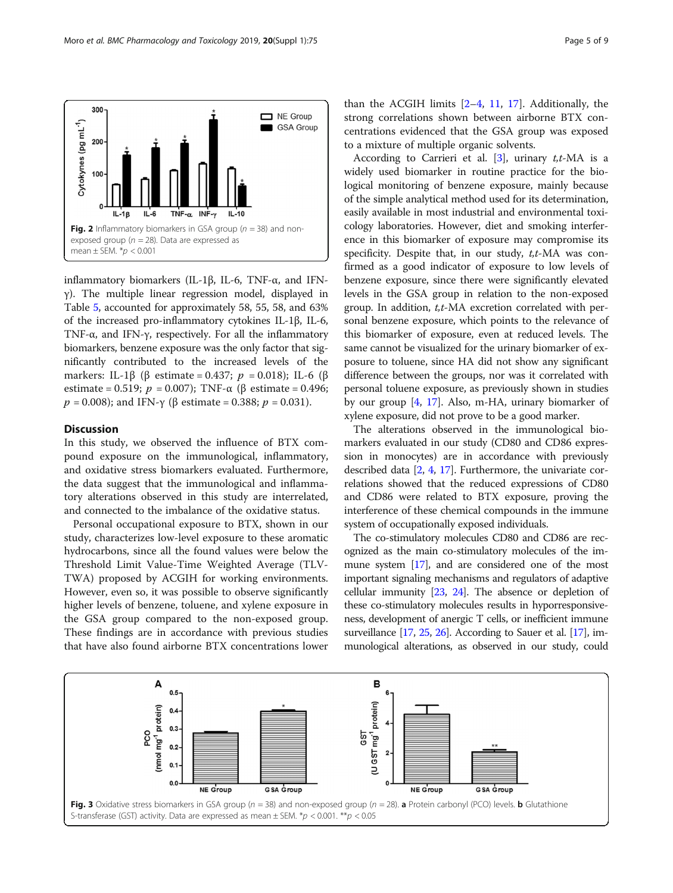Fig. 2 Inflammatory biomarkers in GSA group ($n = 38$) and non-exposed group ($n = 28$). Data are expressed as mean ± SEM. *$p < 0.001$

inflammatory biomarkers (IL-1β, IL-6, TNF-α, and IFN-γ). The multiple linear regression model, displayed in Table 5, accounted for approximately 58, 55, 58, and 63% of the increased pro-inflammatory cytokines IL-1β, IL-6, TNF-α, and IFN-γ, respectively. For all the inflammatory biomarkers, benzene exposure was the only factor that significantly contributed to the increased levels of the markers: IL-1β (β estimate = 0.437; $p = 0.018$); IL-6 (β estimate = 0.519; $p = 0.007$); TNF-α (β estimate = 0.496; $p = 0.008$); and IFN-γ (β estimate = 0.388; $p = 0.031$).

## Discussion

In this study, we observed the influence of BTX compound exposure on the immunological, inflammatory, and oxidative stress biomarkers evaluated. Furthermore, the data suggest that the immunological and inflammatory alterations observed in this study are interrelated, and connected to the imbalance of the oxidative status.

Personal occupational exposure to BTX, shown in our study, characterizes low-level exposure to these aromatic hydrocarbons, since all the found values were below the Threshold Limit Value-Time Weighted Average (TLV-TWA) proposed by ACGIH for working environments. However, even so, it was possible to observe significantly higher levels of benzene, toluene, and xylene exposure in the GSA group compared to the non-exposed group. These findings are in accordance with previous studies that have also found airborne BTX concentrations lower than the ACGIH limits [2–4, 11, 17]. Additionally, the strong correlations shown between airborne BTX concentrations evidenced that the GSA group was exposed to a mixture of multiple organic solvents.

According to Carrieri et al. [3], urinary *t,t*-MA is a widely used biomarker in routine practice for the biological monitoring of benzene exposure, mainly because of the simple analytical method used for its determination, easily available in most industrial and environmental toxicology laboratories. However, diet and smoking interference in this biomarker of exposure may compromise its specificity. Despite that, in our study, *t,t*-MA was confirmed as a good indicator of exposure to low levels of benzene exposure, since there were significantly elevated levels in the GSA group in relation to the non-exposed group. In addition, *t,t*-MA excretion correlated with personal benzene exposure, which points to the relevance of this biomarker of exposure, even at reduced levels. The same cannot be visualized for the urinary biomarker of exposure to toluene, since HA did not show any significant difference between the groups, nor was it correlated with personal toluene exposure, as previously shown in studies by our group [4, 17]. Also, m-HA, urinary biomarker of xylene exposure, did not prove to be a good marker.

The alterations observed in the immunological biomarkers evaluated in our study (CD80 and CD86 expression in monocytes) are in accordance with previously described data [2, 4, 17]. Furthermore, the univariate correlations showed that the reduced expressions of CD80 and CD86 were related to BTX exposure, proving the interference of these chemical compounds in the immune system of occupationally exposed individuals.

The co-stimulatory molecules CD80 and CD86 are recognized as the main co-stimulatory molecules of the immune system [17], and are considered one of the most important signaling mechanisms and regulators of adaptive cellular immunity [23, 24]. The absence or depletion of these co-stimulatory molecules results in hyporresponsiveness, development of anergic T cells, or inefficient immune surveillance [17, 25, 26]. According to Sauer et al. [17], immunological alterations, as observed in our study, could

Fig. 3 Oxidative stress biomarkers in GSA group ($n = 38$) and non-exposed group ($n = 28$). **a** Protein carbonyl (PCO) levels. **b** Glutathione S-transferase (GST) activity. Data are expressed as mean ± SEM. *$p < 0.001$. **$p < 0.05$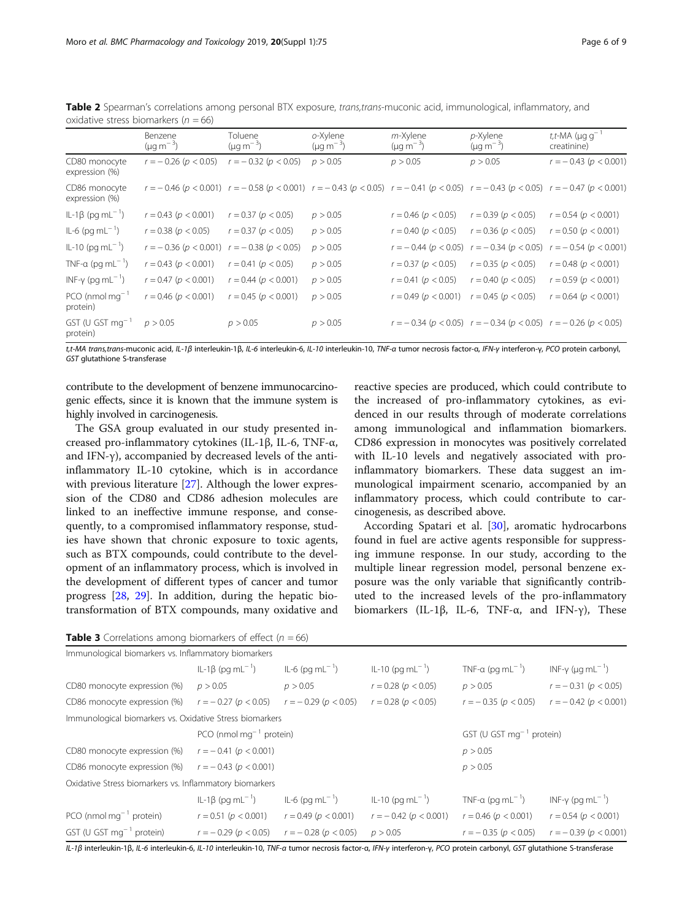**Table 2** Spearman's correlations among personal BTX exposure, *trans,trans*-muconic acid, immunological, inflammatory, and oxidative stress biomarkers ($n = 66$)

| | Benzene ($\mu g\ m^{-3}$) | Toluene ($\mu g\ m^{-3}$) | *o*-Xylene ($\mu g\ m^{-3}$) | *m*-Xylene ($\mu g\ m^{-3}$) | *p*-Xylene ($\mu g\ m^{-3}$) | *t,t*-MA ($\mu g\ g^{-1}$ creatinine) |
|---|---|---|---|---|---|---|
| CD80 monocyte expression (%) | $r = -0.26$ ($p < 0.05$) | $r = -0.32$ ($p < 0.05$) | $p > 0.05$ | $p > 0.05$ | $p > 0.05$ | $r = -0.43$ ($p < 0.001$) |
| CD86 monocyte expression (%) | $r = -0.46$ ($p < 0.001$) | $r = -0.58$ ($p < 0.001$) | $r = -0.43$ ($p < 0.05$) | $r = -0.41$ ($p < 0.05$) | $r = -0.43$ ($p < 0.05$) | $r = -0.47$ ($p < 0.001$) |
| IL-1β ($pg\ mL^{-1}$) | $r = 0.43$ ($p < 0.001$) | $r = 0.37$ ($p < 0.05$) | $p > 0.05$ | $r = 0.46$ ($p < 0.05$) | $r = 0.39$ ($p < 0.05$) | $r = 0.54$ ($p < 0.001$) |
| IL-6 ($pg\ mL^{-1}$) | $r = 0.38$ ($p < 0.05$) | $r = 0.37$ ($p < 0.05$) | $p > 0.05$ | $r = 0.40$ ($p < 0.05$) | $r = 0.36$ ($p < 0.05$) | $r = 0.50$ ($p < 0.001$) |
| IL-10 ($pg\ mL^{-1}$) | $r = -0.36$ ($p < 0.001$) | $r = -0.38$ ($p < 0.05$) | $p > 0.05$ | $r = -0.44$ ($p < 0.05$) | $r = -0.34$ ($p < 0.05$) | $r = -0.54$ ($p < 0.001$) |
| TNF-α ($pg\ mL^{-1}$) | $r = 0.43$ ($p < 0.001$) | $r = 0.41$ ($p < 0.05$) | $p > 0.05$ | $r = 0.37$ ($p < 0.05$) | $r = 0.35$ ($p < 0.05$) | $r = 0.48$ ($p < 0.001$) |
| INF-γ ($pg\ mL^{-1}$) | $r = 0.47$ ($p < 0.001$) | $r = 0.44$ ($p < 0.001$) | $p > 0.05$ | $r = 0.41$ ($p < 0.05$) | $r = 0.40$ ($p < 0.05$) | $r = 0.59$ ($p < 0.001$) |
| PCO ($nmol\ mg^{-1}$ protein) | $r = 0.46$ ($p < 0.001$) | $r = 0.45$ ($p < 0.001$) | $p > 0.05$ | $r = 0.49$ ($p < 0.001$) | $r = 0.45$ ($p < 0.05$) | $r = 0.64$ ($p < 0.001$) |
| GST (U GST $mg^{-1}$ protein) | $p > 0.05$ | $p > 0.05$ | $p > 0.05$ | $r = -0.34$ ($p < 0.05$) | $r = -0.34$ ($p < 0.05$) | $r = -0.26$ ($p < 0.05$) |

*t,t-MA trans,trans*-muconic acid, *IL-1β* interleukin-1β, *IL-6* interleukin-6, *IL-10* interleukin-10, *TNF-α* tumor necrosis factor-α, *IFN-γ* interferon-γ, *PCO* protein carbonyl, *GST* glutathione S-transferase

contribute to the development of benzene immunocarcinogenic effects, since it is known that the immune system is highly involved in carcinogenesis.

The GSA group evaluated in our study presented increased pro-inflammatory cytokines (IL-1β, IL-6, TNF-α, and IFN-γ), accompanied by decreased levels of the anti-inflammatory IL-10 cytokine, which is in accordance with previous literature [27]. Although the lower expression of the CD80 and CD86 adhesion molecules are linked to an ineffective immune response, and consequently, to a compromised inflammatory response, studies have shown that chronic exposure to toxic agents, such as BTX compounds, could contribute to the development of an inflammatory process, which is involved in the development of different types of cancer and tumor progress [28, 29]. In addition, during the hepatic biotransformation of BTX compounds, many oxidative and reactive species are produced, which could contribute to the increased of pro-inflammatory cytokines, as evidenced in our results through of moderate correlations among immunological and inflammation biomarkers. CD86 expression in monocytes was positively correlated with IL-10 levels and negatively associated with pro-inflammatory biomarkers. These data suggest an immunological impairment scenario, accompanied by an inflammatory process, which could contribute to carcinogenesis, as described above.

According Spatari et al. [30], aromatic hydrocarbons found in fuel are active agents responsible for suppressing immune response. In our study, according to the multiple linear regression model, personal benzene exposure was the only variable that significantly contributed to the increased levels of the pro-inflammatory biomarkers (IL-1β, IL-6, TNF-α, and IFN-γ), These

**Table 3** Correlations among biomarkers of effect ($n = 66$)

| Immunological biomarkers vs. Inflammatory biomarkers | | | | | |
|---|---|---|---|---|---|
| | IL-1β ($pg\ mL^{-1}$) | IL-6 ($pg\ mL^{-1}$) | IL-10 ($pg\ mL^{-1}$) | TNF-α ($pg\ mL^{-1}$) | INF-γ ($\mu g\ mL^{-1}$) |
| CD80 monocyte expression (%) | $p > 0.05$ | $p > 0.05$ | $r = 0.28$ ($p < 0.05$) | $p > 0.05$ | $r = -0.31$ ($p < 0.05$) |
| CD86 monocyte expression (%) | $r = -0.27$ ($p < 0.05$) | $r = -0.29$ ($p < 0.05$) | $r = 0.28$ ($p < 0.05$) | $r = -0.35$ ($p < 0.05$) | $r = -0.42$ ($p < 0.001$) |
| Immunological biomarkers vs. Oxidative Stress biomarkers | | | | | |
| | PCO ($nmol\ mg^{-1}$ protein) | | | GST (U GST $mg^{-1}$ protein) | |
| CD80 monocyte expression (%) | $r = -0.41$ ($p < 0.001$) | | | $p > 0.05$ | |
| CD86 monocyte expression (%) | $r = -0.43$ ($p < 0.001$) | | | $p > 0.05$ | |
| Oxidative Stress biomarkers vs. Inflammatory biomarkers | | | | | |
| | IL-1β ($pg\ mL^{-1}$) | IL-6 ($pg\ mL^{-1}$) | IL-10 ($pg\ mL^{-1}$) | TNF-α ($pg\ mL^{-1}$) | INF-γ ($pg\ mL^{-1}$) |
| PCO ($nmol\ mg^{-1}$ protein) | $r = 0.51$ ($p < 0.001$) | $r = 0.49$ ($p < 0.001$) | $r = -0.42$ ($p < 0.001$) | $r = 0.46$ ($p < 0.001$) | $r = 0.54$ ($p < 0.001$) |
| GST (U GST $mg^{-1}$ protein) | $r = -0.29$ ($p < 0.05$) | $r = -0.28$ ($p < 0.05$) | $p > 0.05$ | $r = -0.35$ ($p < 0.05$) | $r = -0.39$ ($p < 0.001$) |

*IL-1β* interleukin-1β, *IL-6* interleukin-6, *IL-10* interleukin-10, *TNF-α* tumor necrosis factor-α, *IFN-γ* interferon-γ, *PCO* protein carbonyl, *GST* glutathione S-transferase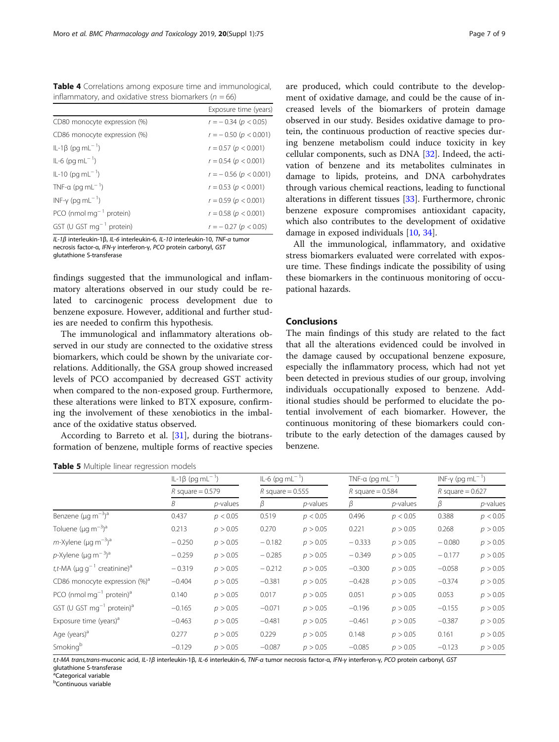**Table 4** Correlations among exposure time and immunological, inflammatory, and oxidative stress biomarkers ($n = 66$)

| | Exposure time (years) |
|---|---|
| CD80 monocyte expression (%) | $r = -0.34$ ($p < 0.05$) |
| CD86 monocyte expression (%) | $r = -0.50$ ($p < 0.001$) |
| IL-1β (pg $mL^{-1}$) | $r = 0.57$ ($p < 0.001$) |
| IL-6 (pg $mL^{-1}$) | $r = 0.54$ ($p < 0.001$) |
| IL-10 (pg $mL^{-1}$) | $r = -0.56$ ($p < 0.001$) |
| TNF-α (pg $mL^{-1}$) | $r = 0.53$ ($p < 0.001$) |
| INF-γ (pg $mL^{-1}$) | $r = 0.59$ ($p < 0.001$) |
| PCO (nmol $mg^{-1}$ protein) | $r = 0.58$ ($p < 0.001$) |
| GST (U GST $mg^{-1}$ protein) | $r = -0.27$ ($p < 0.05$) |

*IL-1β* interleukin-1β, *IL-6* interleukin-6, *IL-10* interleukin-10, *TNF-α* tumor necrosis factor-α, *IFN-γ* interferon-γ, *PCO* protein carbonyl, *GST* glutathione S-transferase

findings suggested that the immunological and inflammatory alterations observed in our study could be related to carcinogenic process development due to benzene exposure. However, additional and further studies are needed to confirm this hypothesis.

The immunological and inflammatory alterations observed in our study are connected to the oxidative stress biomarkers, which could be shown by the univariate correlations. Additionally, the GSA group showed increased levels of PCO accompanied by decreased GST activity when compared to the non-exposed group. Furthermore, these alterations were linked to BTX exposure, confirming the involvement of these xenobiotics in the imbalance of the oxidative status observed.

According to Barreto et al. [31], during the biotransformation of benzene, multiple forms of reactive species are produced, which could contribute to the development of oxidative damage, and could be the cause of increased levels of the biomarkers of protein damage observed in our study. Besides oxidative damage to protein, the continuous production of reactive species during benzene metabolism could induce toxicity in key cellular components, such as DNA [32]. Indeed, the activation of benzene and its metabolites culminates in damage to lipids, proteins, and DNA carbohydrates through various chemical reactions, leading to functional alterations in different tissues [33]. Furthermore, chronic benzene exposure compromises antioxidant capacity, which also contributes to the development of oxidative damage in exposed individuals [10, 34].

All the immunological, inflammatory, and oxidative stress biomarkers evaluated were correlated with exposure time. These findings indicate the possibility of using these biomarkers in the continuous monitoring of occupational hazards.

## Conclusions

The main findings of this study are related to the fact that all the alterations evidenced could be involved in the damage caused by occupational benzene exposure, especially the inflammatory process, which had not yet been detected in previous studies of our group, involving individuals occupationally exposed to benzene. Additional studies should be performed to elucidate the potential involvement of each biomarker. However, the continuous monitoring of these biomarkers could contribute to the early detection of the damages caused by benzene.

**Table 5** Multiple linear regression models

| | IL-1β (pg $mL^{-1}$) | | IL-6 (pg $mL^{-1}$) | | TNF-α (pg $mL^{-1}$) | | INF-γ (pg $mL^{-1}$) | |
|---|---|---|---|---|---|---|---|---|
| | *R* square = 0.579 | | *R* square = 0.555 | | *R* square = 0.584 | | *R* square = 0.627 | |
| | *β* | *p*-values | *β* | *p*-values | *β* | *p*-values | *β* | *p*-values |
| Benzene (μg $m^{-3}$)[a] | 0.437 | $p < 0.05$ | 0.519 | $p < 0.05$ | 0.496 | $p < 0.05$ | 0.388 | $p < 0.05$ |
| Toluene (μg $m^{-3}$)[a] | 0.213 | $p > 0.05$ | 0.270 | $p > 0.05$ | 0.221 | $p > 0.05$ | 0.268 | $p > 0.05$ |
| *m*-Xylene (μg $m^{-3}$)[a] | −0.250 | $p > 0.05$ | −0.182 | $p > 0.05$ | −0.333 | $p > 0.05$ | −0.080 | $p > 0.05$ |
| *p*-Xylene (μg $m^{-3}$)[a] | −0.259 | $p > 0.05$ | −0.285 | $p > 0.05$ | −0.349 | $p > 0.05$ | −0.177 | $p > 0.05$ |
| *t,t*-MA (μg $g^{-1}$ creatinine)[a] | −0.319 | $p > 0.05$ | −0.212 | $p > 0.05$ | −0.300 | $p > 0.05$ | −0.058 | $p > 0.05$ |
| CD86 monocyte expression (%)[a] | −0.404 | $p > 0.05$ | −0.381 | $p > 0.05$ | −0.428 | $p > 0.05$ | −0.374 | $p > 0.05$ |
| PCO (nmol $mg^{-1}$ protein)[a] | 0.140 | $p > 0.05$ | 0.017 | $p > 0.05$ | 0.051 | $p > 0.05$ | 0.053 | $p > 0.05$ |
| GST (U GST $mg^{-1}$ protein)[a] | −0.165 | $p > 0.05$ | −0.071 | $p > 0.05$ | −0.196 | $p > 0.05$ | −0.155 | $p > 0.05$ |
| Exposure time (years)[a] | −0.463 | $p > 0.05$ | −0.481 | $p > 0.05$ | −0.461 | $p > 0.05$ | −0.387 | $p > 0.05$ |
| Age (years)[a] | 0.277 | $p > 0.05$ | 0.229 | $p > 0.05$ | 0.148 | $p > 0.05$ | 0.161 | $p > 0.05$ |
| Smoking[b] | −0.129 | $p > 0.05$ | −0.087 | $p > 0.05$ | −0.085 | $p > 0.05$ | −0.123 | $p > 0.05$ |

*t,t-MA trans,trans*-muconic acid, *IL-1β* interleukin-1β, *IL-6* interleukin-6, *TNF-α* tumor necrosis factor-α, *IFN-γ* interferon-γ, *PCO* protein carbonyl, *GST* glutathione S-transferase

[a]Categorical variable

[b]Continuous variable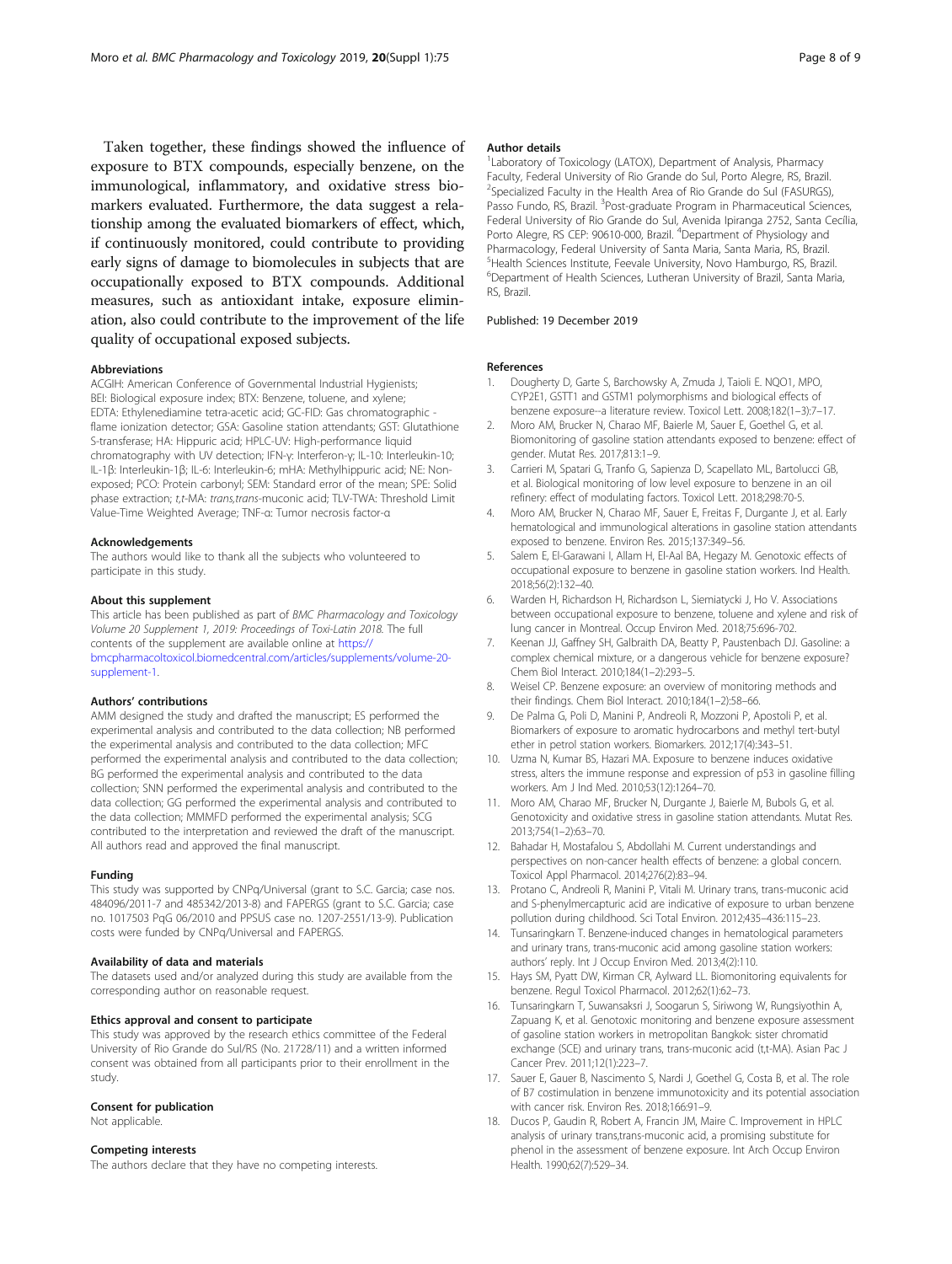Taken together, these findings showed the influence of exposure to BTX compounds, especially benzene, on the immunological, inflammatory, and oxidative stress biomarkers evaluated. Furthermore, the data suggest a relationship among the evaluated biomarkers of effect, which, if continuously monitored, could contribute to providing early signs of damage to biomolecules in subjects that are occupationally exposed to BTX compounds. Additional measures, such as antioxidant intake, exposure elimination, also could contribute to the improvement of the life quality of occupational exposed subjects.

### Abbreviations

ACGIH: American Conference of Governmental Industrial Hygienists; BEI: Biological exposure index; BTX: Benzene, toluene, and xylene; EDTA: Ethylenediamine tetra-acetic acid; GC-FID: Gas chromatographic - flame ionization detector; GSA: Gasoline station attendants; GST: Glutathione S-transferase; HA: Hippuric acid; HPLC-UV: High-performance liquid chromatography with UV detection; IFN-γ: Interferon-γ; IL-10: Interleukin-10; IL-1β: Interleukin-1β; IL-6: Interleukin-6; mHA: Methylhippuric acid; NE: Non-exposed; PCO: Protein carbonyl; SEM: Standard error of the mean; SPE: Solid phase extraction; *t,t*-MA: *trans,trans*-muconic acid; TLV-TWA: Threshold Limit Value-Time Weighted Average; TNF-α: Tumor necrosis factor-α

### Acknowledgements

The authors would like to thank all the subjects who volunteered to participate in this study.

### About this supplement

This article has been published as part of *BMC Pharmacology and Toxicology Volume 20 Supplement 1, 2019: Proceedings of Toxi-Latin 2018*. The full contents of the supplement are available online at https://bmcpharmacoltoxicol.biomedcentral.com/articles/supplements/volume-20-supplement-1.

### Authors' contributions

AMM designed the study and drafted the manuscript; ES performed the experimental analysis and contributed to the data collection; NB performed the experimental analysis and contributed to the data collection; MFC performed the experimental analysis and contributed to the data collection; BG performed the experimental analysis and contributed to the data collection; SNN performed the experimental analysis and contributed to the data collection; GG performed the experimental analysis and contributed to the data collection; MMMFD performed the experimental analysis; SCG contributed to the interpretation and reviewed the draft of the manuscript. All authors read and approved the final manuscript.

### Funding

This study was supported by CNPq/Universal (grant to S.C. Garcia; case nos. 484096/2011-7 and 485342/2013-8) and FAPERGS (grant to S.C. Garcia; case no. 1017503 PqG 06/2010 and PPSUS case no. 1207-2551/13-9). Publication costs were funded by CNPq/Universal and FAPERGS.

### Availability of data and materials

The datasets used and/or analyzed during this study are available from the corresponding author on reasonable request.

### Ethics approval and consent to participate

This study was approved by the research ethics committee of the Federal University of Rio Grande do Sul/RS (No. 21728/11) and a written informed consent was obtained from all participants prior to their enrollment in the study.

### Consent for publication

Not applicable.

### Competing interests

The authors declare that they have no competing interests.

### Author details

[1]Laboratory of Toxicology (LATOX), Department of Analysis, Pharmacy Faculty, Federal University of Rio Grande do Sul, Porto Alegre, RS, Brazil. [2]Specialized Faculty in the Health Area of Rio Grande do Sul (FASURGS), Passo Fundo, RS, Brazil. [3]Post-graduate Program in Pharmaceutical Sciences, Federal University of Rio Grande do Sul, Avenida Ipiranga 2752, Santa Cecília, Porto Alegre, RS CEP: 90610-000, Brazil. [4]Department of Physiology and Pharmacology, Federal University of Santa Maria, Santa Maria, RS, Brazil. [5]Health Sciences Institute, Feevale University, Novo Hamburgo, RS, Brazil. [6]Department of Health Sciences, Lutheran University of Brazil, Santa Maria, RS, Brazil.

Published: 19 December 2019

### References

1. Dougherty D, Garte S, Barchowsky A, Zmuda J, Taioli E. NQO1, MPO, CYP2E1, GSTT1 and GSTM1 polymorphisms and biological effects of benzene exposure--a literature review. Toxicol Lett. 2008;182(1–3):7–17.
2. Moro AM, Brucker N, Charao MF, Baierle M, Sauer E, Goethel G, et al. Biomonitoring of gasoline station attendants exposed to benzene: effect of gender. Mutat Res. 2017;813:1–9.
3. Carrieri M, Spatari G, Tranfo G, Sapienza D, Scapellato ML, Bartolucci GB, et al. Biological monitoring of low level exposure to benzene in an oil refinery: effect of modulating factors. Toxicol Lett. 2018;298:70-5.
4. Moro AM, Brucker N, Charao MF, Sauer E, Freitas F, Durgante J, et al. Early hematological and immunological alterations in gasoline station attendants exposed to benzene. Environ Res. 2015;137:349–56.
5. Salem E, El-Garawani I, Allam H, El-Aal BA, Hegazy M. Genotoxic effects of occupational exposure to benzene in gasoline station workers. Ind Health. 2018;56(2):132–40.
6. Warden H, Richardson H, Richardson L, Siemiatycki J, Ho V. Associations between occupational exposure to benzene, toluene and xylene and risk of lung cancer in Montreal. Occup Environ Med. 2018;75:696-702.
7. Keenan JJ, Gaffney SH, Galbraith DA, Beatty P, Paustenbach DJ. Gasoline: a complex chemical mixture, or a dangerous vehicle for benzene exposure? Chem Biol Interact. 2010;184(1–2):293–5.
8. Weisel CP. Benzene exposure: an overview of monitoring methods and their findings. Chem Biol Interact. 2010;184(1–2):58–66.
9. De Palma G, Poli D, Manini P, Andreoli R, Mozzoni P, Apostoli P, et al. Biomarkers of exposure to aromatic hydrocarbons and methyl tert-butyl ether in petrol station workers. Biomarkers. 2012;17(4):343–51.
10. Uzma N, Kumar BS, Hazari MA. Exposure to benzene induces oxidative stress, alters the immune response and expression of p53 in gasoline filling workers. Am J Ind Med. 2010;53(12):1264–70.
11. Moro AM, Charao MF, Brucker N, Durgante J, Baierle M, Bubols G, et al. Genotoxicity and oxidative stress in gasoline station attendants. Mutat Res. 2013;754(1–2):63–70.
12. Bahadar H, Mostafalou S, Abdollahi M. Current understandings and perspectives on non-cancer health effects of benzene: a global concern. Toxicol Appl Pharmacol. 2014;276(2):83–94.
13. Protano C, Andreoli R, Manini P, Vitali M. Urinary trans, trans-muconic acid and S-phenylmercapturic acid are indicative of exposure to urban benzene pollution during childhood. Sci Total Environ. 2012;435–436:115–23.
14. Tunsaringkarn T. Benzene-induced changes in hematological parameters and urinary trans, trans-muconic acid among gasoline station workers: authors' reply. Int J Occup Environ Med. 2013;4(2):110.
15. Hays SM, Pyatt DW, Kirman CR, Aylward LL. Biomonitoring equivalents for benzene. Regul Toxicol Pharmacol. 2012;62(1):62–73.
16. Tunsaringkarn T, Suwansaksri J, Soogarun S, Siriwong W, Rungsiyothin A, Zapuang K, et al. Genotoxic monitoring and benzene exposure assessment of gasoline station workers in metropolitan Bangkok: sister chromatid exchange (SCE) and urinary trans, trans-muconic acid (t,t-MA). Asian Pac J Cancer Prev. 2011;12(1):223–7.
17. Sauer E, Gauer B, Nascimento S, Nardi J, Goethel G, Costa B, et al. The role of B7 costimulation in benzene immunotoxicity and its potential association with cancer risk. Environ Res. 2018;166:91–9.
18. Ducos P, Gaudin R, Robert A, Francin JM, Maire C. Improvement in HPLC analysis of urinary trans,trans-muconic acid, a promising substitute for phenol in the assessment of benzene exposure. Int Arch Occup Environ Health. 1990;62(7):529–34.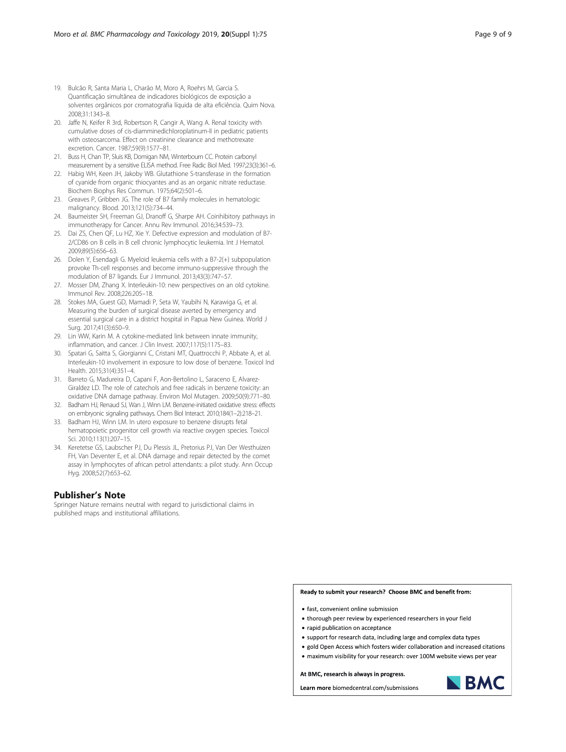19. Bulcão R, Santa Maria L, Charão M, Moro A, Roehrs M, Garcia S. Quantificação simultânea de indicadores biológicos de exposição a solventes orgânicos por cromatografia líquida de alta eficiência. Quim Nova. 2008;31:1343–8.
20. Jaffe N, Keifer R 3rd, Robertson R, Cangir A, Wang A. Renal toxicity with cumulative doses of cis-diamminedichloroplatinum-II in pediatric patients with osteosarcoma. Effect on creatinine clearance and methotrexate excretion. Cancer. 1987;59(9):1577–81.
21. Buss H, Chan TP, Sluis KB, Domigan NM, Winterbourn CC. Protein carbonyl measurement by a sensitive ELISA method. Free Radic Biol Med. 1997;23(3):361–6.
22. Habig WH, Keen JH, Jakoby WB. Glutathione S-transferase in the formation of cyanide from organic thiocyantes and as an organic nitrate reductase. Biochem Biophys Res Commun. 1975;64(2):501–6.
23. Greaves P, Gribben JG. The role of B7 family molecules in hematologic malignancy. Blood. 2013;121(5):734–44.
24. Baumeister SH, Freeman GJ, Dranoff G, Sharpe AH. Coinhibitory pathways in immunotherapy for Cancer. Annu Rev Immunol. 2016;34:539–73.
25. Dai ZS, Chen QF, Lu HZ, Xie Y. Defective expression and modulation of B7-2/CD86 on B cells in B cell chronic lymphocytic leukemia. Int J Hematol. 2009;89(5):656–63.
26. Dolen Y, Esendagli G. Myeloid leukemia cells with a B7-2(+) subpopulation provoke Th-cell responses and become immuno-suppressive through the modulation of B7 ligands. Eur J Immunol. 2013;43(3):747–57.
27. Mosser DM, Zhang X. Interleukin-10: new perspectives on an old cytokine. Immunol Rev. 2008;226:205–18.
28. Stokes MA, Guest GD, Mamadi P, Seta W, Yaubihi N, Karawiga G, et al. Measuring the burden of surgical disease averted by emergency and essential surgical care in a district hospital in Papua New Guinea. World J Surg. 2017;41(3):650–9.
29. Lin WW, Karin M. A cytokine-mediated link between innate immunity, inflammation, and cancer. J Clin Invest. 2007;117(5):1175–83.
30. Spatari G, Saitta S, Giorgianni C, Cristani MT, Quattrocchi P, Abbate A, et al. Interleukin-10 involvement in exposure to low dose of benzene. Toxicol Ind Health. 2015;31(4):351–4.
31. Barreto G, Madureira D, Capani F, Aon-Bertolino L, Saraceno E, Alvarez-Giraldez LD. The role of catechols and free radicals in benzene toxicity: an oxidative DNA damage pathway. Environ Mol Mutagen. 2009;50(9):771–80.
32. Badham HJ, Renaud SJ, Wan J, Winn LM. Benzene-initiated oxidative stress: effects on embryonic signaling pathways. Chem Biol Interact. 2010;184(1–2):218–21.
33. Badham HJ, Winn LM. In utero exposure to benzene disrupts fetal hematopoietic progenitor cell growth via reactive oxygen species. Toxicol Sci. 2010;113(1):207–15.
34. Keretetse GS, Laubscher PJ, Du Plessis JL, Pretorius PJ, Van Der Westhuizen FH, Van Deventer E, et al. DNA damage and repair detected by the comet assay in lymphocytes of african petrol attendants: a pilot study. Ann Occup Hyg. 2008;52(7):653–62.

## Publisher's Note

Springer Nature remains neutral with regard to jurisdictional claims in published maps and institutional affiliations.

**Ready to submit your research? Choose BMC and benefit from:**

- fast, convenient online submission
- thorough peer review by experienced researchers in your field
- rapid publication on acceptance
- support for research data, including large and complex data types
- gold Open Access which fosters wider collaboration and increased citations
- maximum visibility for your research: over 100M website views per year

**At BMC, research is always in progress.**

**Learn more** biomedcentral.com/submissions

BMC